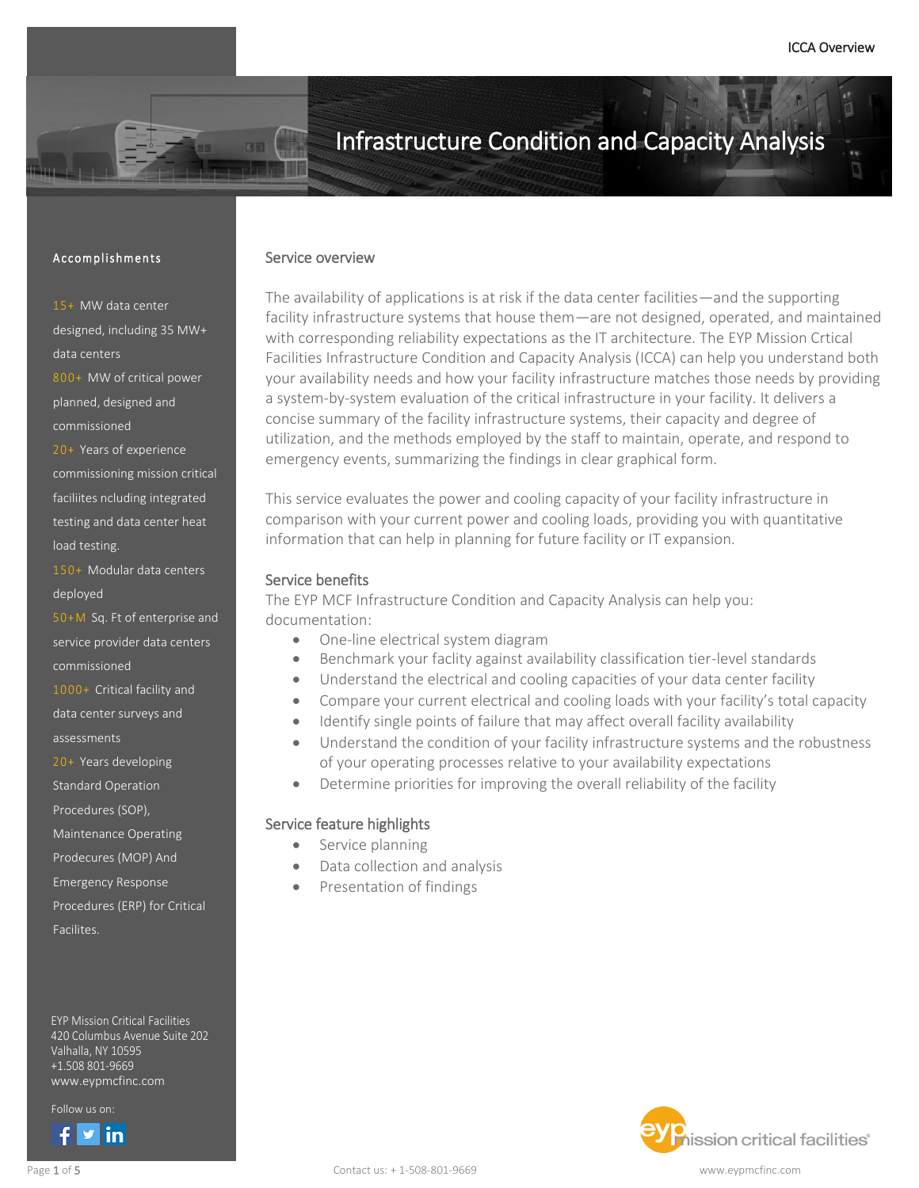# Infrastructure Condition and Capacity Analysis

## Accomplishments

15+ MW data center designed, including 35 MW+ data centers

800+ MW of critical power planned, designed and commissioned

20+ Years of experience commissioning mission critical facilites ncluding integrated testing and data center heat load testing.

150+ Modular data centers deployed

50+M Sq. Ft of enterprise and service provider data centers commissioned

1000+ Critical facility and data center surveys and assessments

20+ Years developing Standard Operation Procedures (SOP), Maintenance Operating Prodecures (MOP) And Emergency Response Procedures (ERP) for Critical Facilites.

EYP Mission Critical Facilities
420 Columbus Avenue Suite 202
Valhalla, NY 10595
+1.508 801-9669
www.eypmcfinc.com

Follow us on:

## Service overview

The availability of applications is at risk if the data center facilities—and the supporting facility infrastructure systems that house them—are not designed, operated, and maintained with corresponding reliability expectations as the IT architecture. The EYP Mission Crtical Facilities Infrastructure Condition and Capacity Analysis (ICCA) can help you understand both your availability needs and how your facility infrastructure matches those needs by providing a system-by-system evaluation of the critical infrastructure in your facility. It delivers a concise summary of the facility infrastructure systems, their capacity and degree of utilization, and the methods employed by the staff to maintain, operate, and respond to emergency events, summarizing the findings in clear graphical form.

This service evaluates the power and cooling capacity of your facility infrastructure in comparison with your current power and cooling loads, providing you with quantitative information that can help in planning for future facility or IT expansion.

## Service benefits

The EYP MCF Infrastructure Condition and Capacity Analysis can help you:
documentation:

- One-line electrical system diagram
- Benchmark your facilty against availability classification tier-level standards
- Understand the electrical and cooling capacities of your data center facility
- Compare your current electrical and cooling loads with your facility's total capacity
- Identify single points of failure that may affect overall facility availability
- Understand the condition of your facility infrastructure systems and the robustness of your operating processes relative to your availability expectations
- Determine priorities for improving the overall reliability of the facility

## Service feature highlights

- Service planning
- Data collection and analysis
- Presentation of findings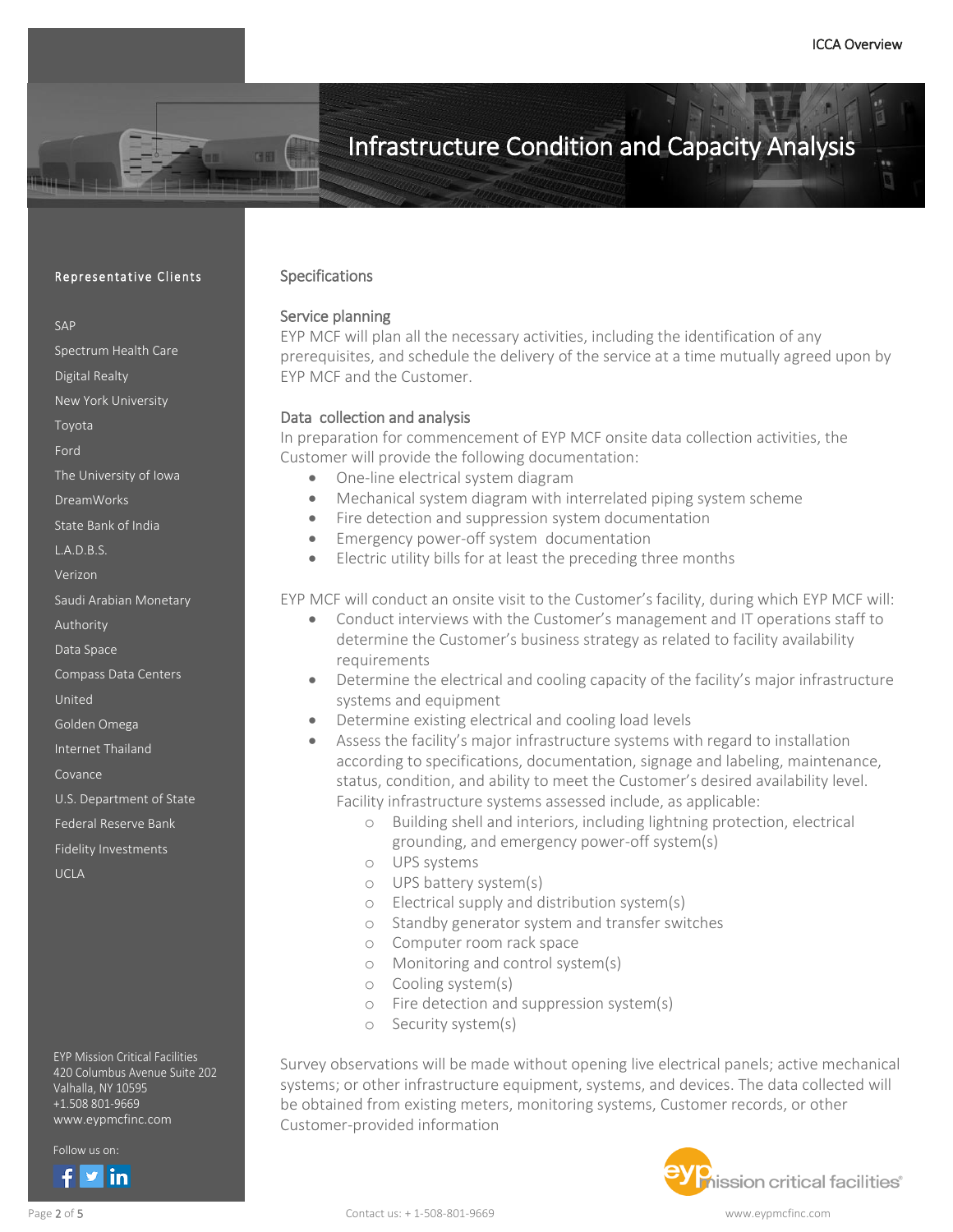# Infrastructure Condition and Capacity Analysis

## Specifications

### Service planning

EYP MCF will plan all the necessary activities, including the identification of any prerequisites, and schedule the delivery of the service at a time mutually agreed upon by EYP MCF and the Customer.

### Data collection and analysis

In preparation for commencement of EYP MCF onsite data collection activities, the Customer will provide the following documentation:

- One-line electrical system diagram
- Mechanical system diagram with interrelated piping system scheme
- Fire detection and suppression system documentation
- Emergency power-off system documentation
- Electric utility bills for at least the preceding three months

EYP MCF will conduct an onsite visit to the Customer's facility, during which EYP MCF will:

- Conduct interviews with the Customer's management and IT operations staff to determine the Customer's business strategy as related to facility availability requirements
- Determine the electrical and cooling capacity of the facility's major infrastructure systems and equipment
- Determine existing electrical and cooling load levels
- Assess the facility's major infrastructure systems with regard to installation according to specifications, documentation, signage and labeling, maintenance, status, condition, and ability to meet the Customer's desired availability level. Facility infrastructure systems assessed include, as applicable:
  - Building shell and interiors, including lightning protection, electrical grounding, and emergency power-off system(s)
  - UPS systems
  - UPS battery system(s)
  - Electrical supply and distribution system(s)
  - Standby generator system and transfer switches
  - Computer room rack space
  - Monitoring and control system(s)
  - Cooling system(s)
  - Fire detection and suppression system(s)
  - Security system(s)

Survey observations will be made without opening live electrical panels; active mechanical systems; or other infrastructure equipment, systems, and devices. The data collected will be obtained from existing meters, monitoring systems, Customer records, or other Customer-provided information

**Representative Clients**

SAP
Spectrum Health Care
Digital Realty
New York University
Toyota
Ford
The University of Iowa
DreamWorks
State Bank of India
L.A.D.B.S.
Verizon
Saudi Arabian Monetary Authority
Data Space
Compass Data Centers
United
Golden Omega
Internet Thailand
Covance
U.S. Department of State
Federal Reserve Bank
Fidelity Investments
UCLA

EYP Mission Critical Facilities
420 Columbus Avenue Suite 202
Valhalla, NY 10595
+1.508 801-9669
www.eypmcfinc.com

Follow us on: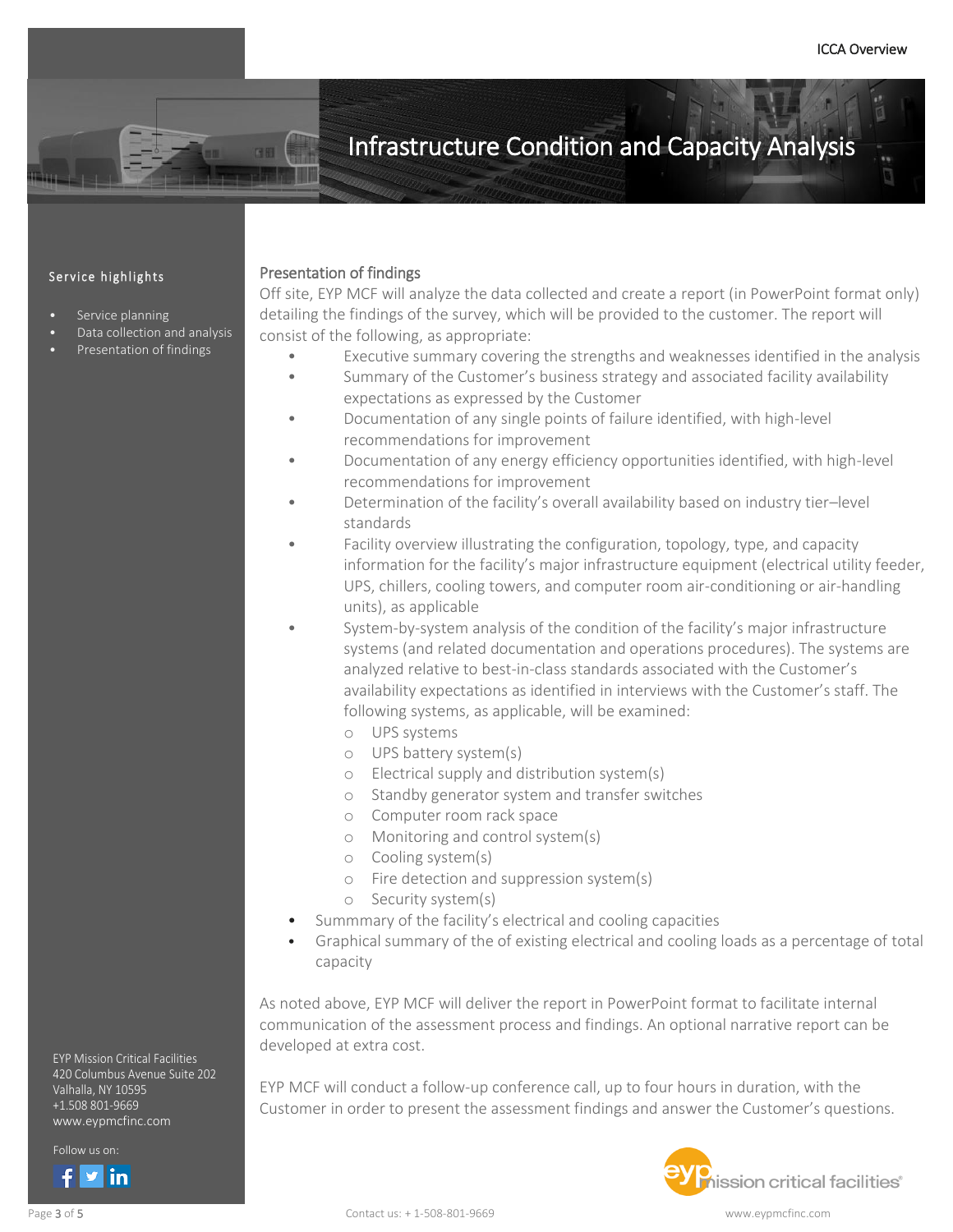# Infrastructure Condition and Capacity Analysis

**Service highlights**

- Service planning
- Data collection and analysis
- Presentation of findings

## Presentation of findings

Off site, EYP MCF will analyze the data collected and create a report (in PowerPoint format only) detailing the findings of the survey, which will be provided to the customer. The report will consist of the following, as appropriate:

- Executive summary covering the strengths and weaknesses identified in the analysis
- Summary of the Customer's business strategy and associated facility availability expectations as expressed by the Customer
- Documentation of any single points of failure identified, with high-level recommendations for improvement
- Documentation of any energy efficiency opportunities identified, with high-level recommendations for improvement
- Determination of the facility's overall availability based on industry tier–level standards
- Facility overview illustrating the configuration, topology, type, and capacity information for the facility's major infrastructure equipment (electrical utility feeder, UPS, chillers, cooling towers, and computer room air-conditioning or air-handling units), as applicable
- System-by-system analysis of the condition of the facility's major infrastructure systems (and related documentation and operations procedures). The systems are analyzed relative to best-in-class standards associated with the Customer's availability expectations as identified in interviews with the Customer's staff. The following systems, as applicable, will be examined:
  - UPS systems
  - UPS battery system(s)
  - Electrical supply and distribution system(s)
  - Standby generator system and transfer switches
  - Computer room rack space
  - Monitoring and control system(s)
  - Cooling system(s)
  - Fire detection and suppression system(s)
  - Security system(s)
- Summmary of the facility's electrical and cooling capacities
- Graphical summary of the of existing electrical and cooling loads as a percentage of total capacity

As noted above, EYP MCF will deliver the report in PowerPoint format to facilitate internal communication of the assessment process and findings. An optional narrative report can be developed at extra cost.

EYP MCF will conduct a follow-up conference call, up to four hours in duration, with the Customer in order to present the assessment findings and answer the Customer's questions.

EYP Mission Critical Facilities
420 Columbus Avenue Suite 202
Valhalla, NY 10595
+1.508 801-9669
www.eypmcfinc.com

Follow us on: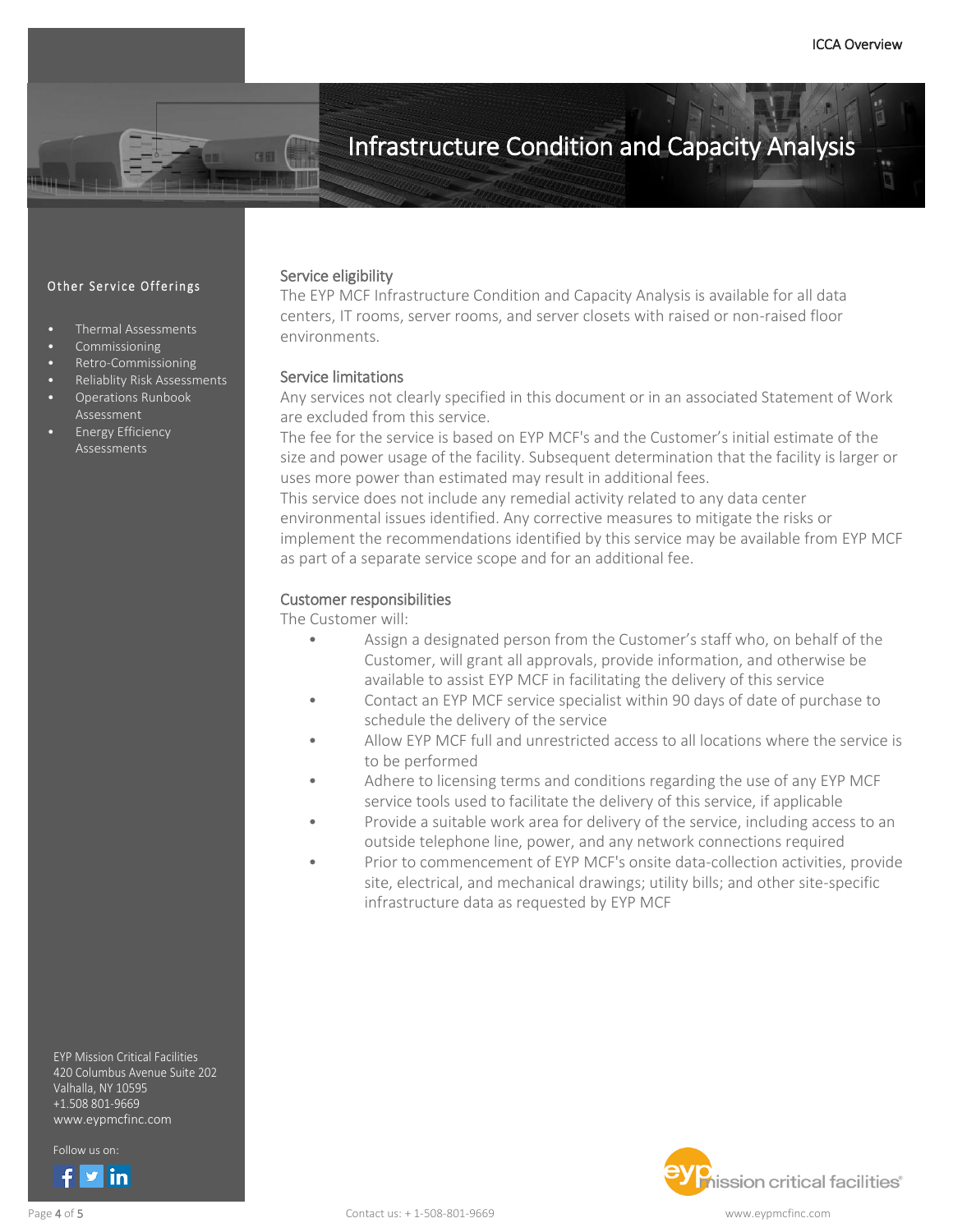# Infrastructure Condition and Capacity Analysis

## Service eligibility

The EYP MCF Infrastructure Condition and Capacity Analysis is available for all data centers, IT rooms, server rooms, and server closets with raised or non-raised floor environments.

## Service limitations

Any services not clearly specified in this document or in an associated Statement of Work are excluded from this service.

The fee for the service is based on EYP MCF's and the Customer's initial estimate of the size and power usage of the facility. Subsequent determination that the facility is larger or uses more power than estimated may result in additional fees.

This service does not include any remedial activity related to any data center environmental issues identified. Any corrective measures to mitigate the risks or implement the recommendations identified by this service may be available from EYP MCF as part of a separate service scope and for an additional fee.

## Customer responsibilities

The Customer will:

- Assign a designated person from the Customer's staff who, on behalf of the Customer, will grant all approvals, provide information, and otherwise be available to assist EYP MCF in facilitating the delivery of this service
- Contact an EYP MCF service specialist within 90 days of date of purchase to schedule the delivery of the service
- Allow EYP MCF full and unrestricted access to all locations where the service is to be performed
- Adhere to licensing terms and conditions regarding the use of any EYP MCF service tools used to facilitate the delivery of this service, if applicable
- Provide a suitable work area for delivery of the service, including access to an outside telephone line, power, and any network connections required
- Prior to commencement of EYP MCF's onsite data-collection activities, provide site, electrical, and mechanical drawings; utility bills; and other site-specific infrastructure data as requested by EYP MCF

### Other Service Offerings

- Thermal Assessments
- Commissioning
- Retro-Commissioning
- Reliablity Risk Assessments
- Operations Runbook Assessment
- Energy Efficiency Assessments

EYP Mission Critical Facilities
420 Columbus Avenue Suite 202
Valhalla, NY 10595
+1.508 801-9669
www.eypmcfinc.com

Follow us on: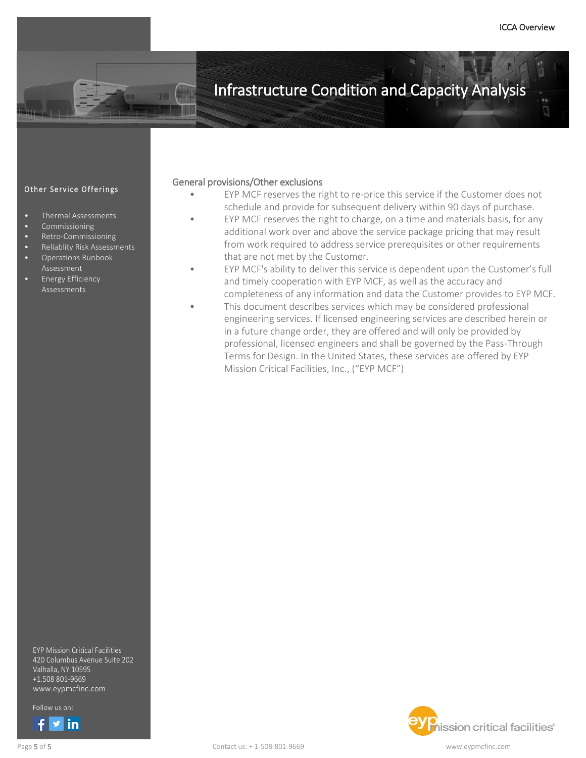# Infrastructure Condition and Capacity Analysis

## General provisions/Other exclusions

- EYP MCF reserves the right to re-price this service if the Customer does not schedule and provide for subsequent delivery within 90 days of purchase.
- EYP MCF reserves the right to charge, on a time and materials basis, for any additional work over and above the service package pricing that may result from work required to address service prerequisites or other requirements that are not met by the Customer.
- EYP MCF's ability to deliver this service is dependent upon the Customer's full and timely cooperation with EYP MCF, as well as the accuracy and completeness of any information and data the Customer provides to EYP MCF.
- This document describes services which may be considered professional engineering services. If licensed engineering services are described herein or in a future change order, they are offered and will only be provided by professional, licensed engineers and shall be governed by the Pass-Through Terms for Design. In the United States, these services are offered by EYP Mission Critical Facilities, Inc., ("EYP MCF")

### Other Service Offerings

- Thermal Assessments
- Commissioning
- Retro-Commissioning
- Reliablity Risk Assessments
- Operations Runbook Assessment
- Energy Efficiency Assessments

EYP Mission Critical Facilities
420 Columbus Avenue Suite 202
Valhalla, NY 10595
+1.508 801-9669
www.eypmcfinc.com

Follow us on:

eyp mission critical facilities®

Contact us: + 1-508-801-9669

www.eypmcfinc.com